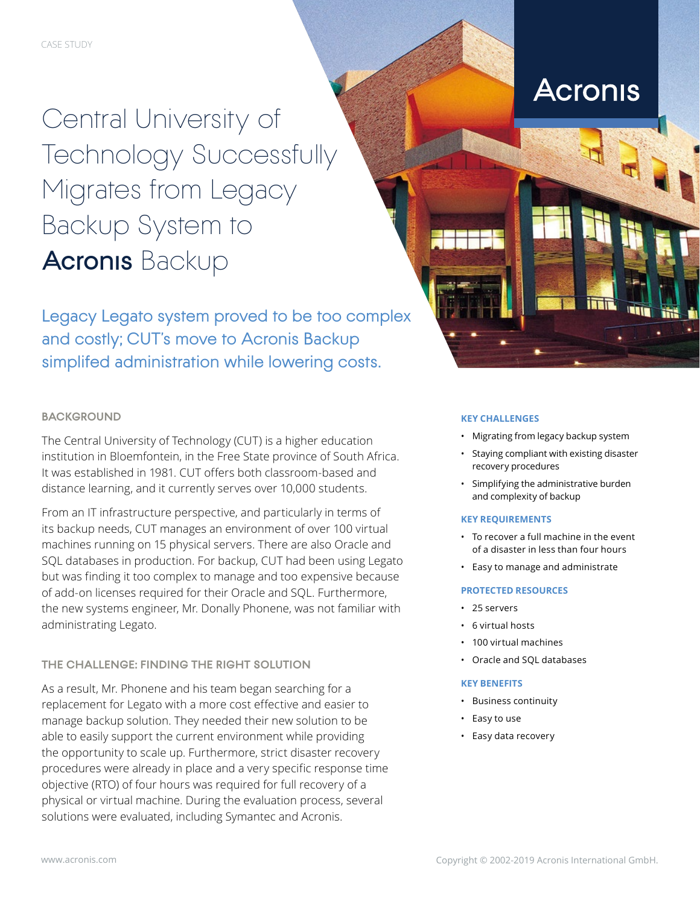CASE STUDY

# Central University of Technology Successfully Migrates from Legacy Backup System to Acronis Backup

Legacy Legato system proved to be too complex and costly; CUT's move to Acronis Backup simplifed administration while lowering costs.

## BACKGROUND

The Central University of Technology (CUT) is a higher education institution in Bloemfontein, in the Free State province of South Africa. It was established in 1981. CUT offers both classroom-based and distance learning, and it currently serves over 10,000 students.

From an IT infrastructure perspective, and particularly in terms of its backup needs, CUT manages an environment of over 100 virtual machines running on 15 physical servers. There are also Oracle and SQL databases in production. For backup, CUT had been using Legato but was finding it too complex to manage and too expensive because of add-on licenses required for their Oracle and SQL. Furthermore, the new systems engineer, Mr. Donally Phonene, was not familiar with administrating Legato.

## THE CHALLENGE: FINDING THE RIGHT SOLUTION

As a result, Mr. Phonene and his team began searching for a replacement for Legato with a more cost effective and easier to manage backup solution. They needed their new solution to be able to easily support the current environment while providing the opportunity to scale up. Furthermore, strict disaster recovery procedures were already in place and a very specific response time objective (RTO) of four hours was required for full recovery of a physical or virtual machine. During the evaluation process, several solutions were evaluated, including Symantec and Acronis.

### KEY CHALLENGES

- Migrating from legacy backup system
- Staying compliant with existing disaster recovery procedures
- Simplifying the administrative burden and complexity of backup

### KEY REQUIREMENTS

- To recover a full machine in the event of a disaster in less than four hours
- Easy to manage and administrate

### PROTECTED RESOURCES

- 25 servers
- 6 virtual hosts
- 100 virtual machines
- Oracle and SQL databases

### KEY BENEFITS

- Business continuity
- Easy to use
- Easy data recovery

www.acronis.com

Copyright © 2002-2019 Acronis International GmbH.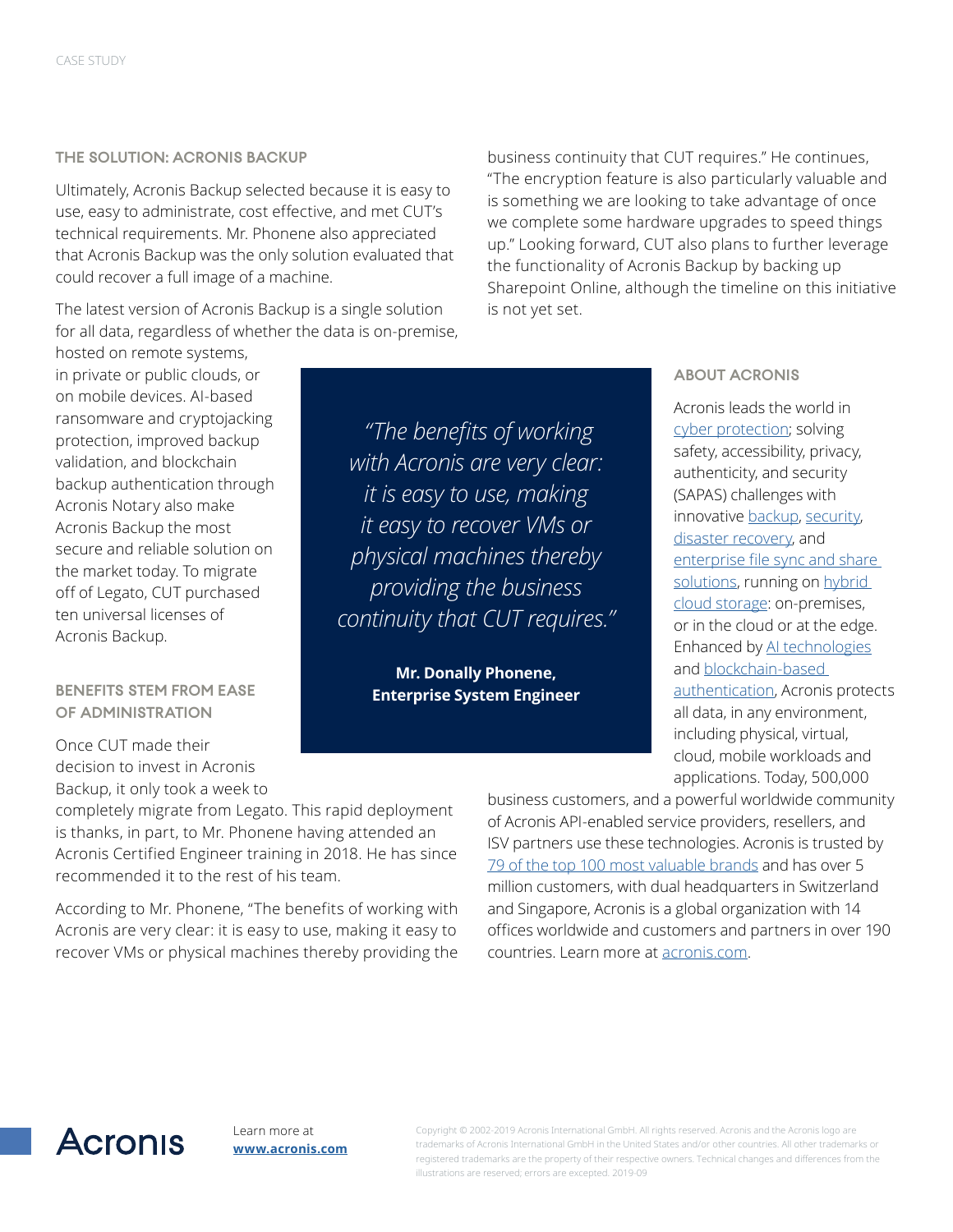### THE SOLUTION: ACRONIS BACKUP

Ultimately, Acronis Backup selected because it is easy to use, easy to administrate, cost effective, and met CUT's technical requirements. Mr. Phonene also appreciated that Acronis Backup was the only solution evaluated that could recover a full image of a machine.

The latest version of Acronis Backup is a single solution for all data, regardless of whether the data is on-premise, hosted on remote systems, in private or public clouds, or on mobile devices. AI-based ransomware and cryptojacking protection, improved backup validation, and blockchain backup authentication through Acronis Notary also make Acronis Backup the most secure and reliable solution on the market today. To migrate off of Legato, CUT purchased ten universal licenses of Acronis Backup.

### BENEFITS STEM FROM EASE OF ADMINISTRATION

Once CUT made their decision to invest in Acronis Backup, it only took a week to completely migrate from Legato. This rapid deployment is thanks, in part, to Mr. Phonene having attended an Acronis Certified Engineer training in 2018. He has since recommended it to the rest of his team.

According to Mr. Phonene, "The benefits of working with Acronis are very clear: it is easy to use, making it easy to recover VMs or physical machines thereby providing the business continuity that CUT requires." He continues, "The encryption feature is also particularly valuable and is something we are looking to take advantage of once we complete some hardware upgrades to speed things up." Looking forward, CUT also plans to further leverage the functionality of Acronis Backup by backing up Sharepoint Online, although the timeline on this initiative is not yet set.

> *"The benefits of working with Acronis are very clear: it is easy to use, making it easy to recover VMs or physical machines thereby providing the business continuity that CUT requires."*
>
> **Mr. Donally Phonene, Enterprise System Engineer**

### ABOUT ACRONIS

Acronis leads the world in cyber protection; solving safety, accessibility, privacy, authenticity, and security (SAPAS) challenges with innovative backup, security, disaster recovery, and enterprise file sync and share solutions, running on hybrid cloud storage: on-premises, or in the cloud or at the edge. Enhanced by AI technologies and blockchain-based authentication, Acronis protects all data, in any environment, including physical, virtual, cloud, mobile workloads and applications. Today, 500,000 business customers, and a powerful worldwide community of Acronis API-enabled service providers, resellers, and ISV partners use these technologies. Acronis is trusted by 79 of the top 100 most valuable brands and has over 5 million customers, with dual headquarters in Switzerland and Singapore, Acronis is a global organization with 14 offices worldwide and customers and partners in over 190 countries. Learn more at acronis.com.

Acronis

Learn more at **www.acronis.com**

Copyright © 2002-2019 Acronis International GmbH. All rights reserved. Acronis and the Acronis logo are trademarks of Acronis International GmbH in the United States and/or other countries. All other trademarks or registered trademarks are the property of their respective owners. Technical changes and differences from the illustrations are reserved; errors are excepted. 2019-09